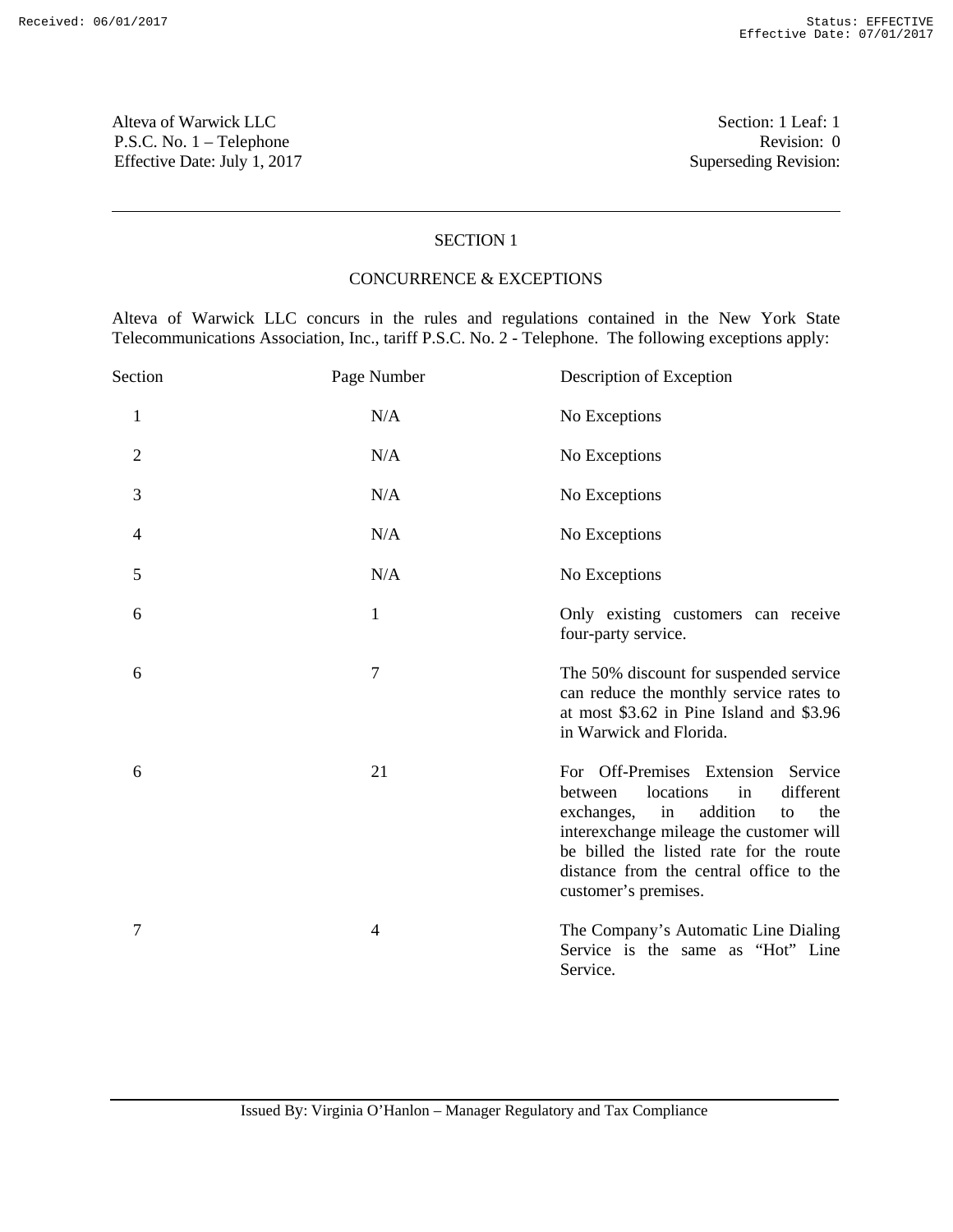Alteva of Warwick LLC
P.S.C. No. 1 – Telephone
Effective Date: July 1, 2017

Section: 1 Leaf: 1
Revision: 0
Superseding Revision:

## SECTION 1

## CONCURRENCE & EXCEPTIONS

Alteva of Warwick LLC concurs in the rules and regulations contained in the New York State Telecommunications Association, Inc., tariff P.S.C. No. 2 - Telephone. The following exceptions apply:

| Section | Page Number | Description of Exception |
|---|---|---|
| 1 | N/A | No Exceptions |
| 2 | N/A | No Exceptions |
| 3 | N/A | No Exceptions |
| 4 | N/A | No Exceptions |
| 5 | N/A | No Exceptions |
| 6 | 1 | Only existing customers can receive four-party service. |
| 6 | 7 | The 50% discount for suspended service can reduce the monthly service rates to at most $3.62 in Pine Island and $3.96 in Warwick and Florida. |
| 6 | 21 | For Off-Premises Extension Service between locations in different exchanges, in addition to the interexchange mileage the customer will be billed the listed rate for the route distance from the central office to the customer's premises. |
| 7 | 4 | The Company's Automatic Line Dialing Service is the same as "Hot" Line Service. |

Issued By: Virginia O'Hanlon – Manager Regulatory and Tax Compliance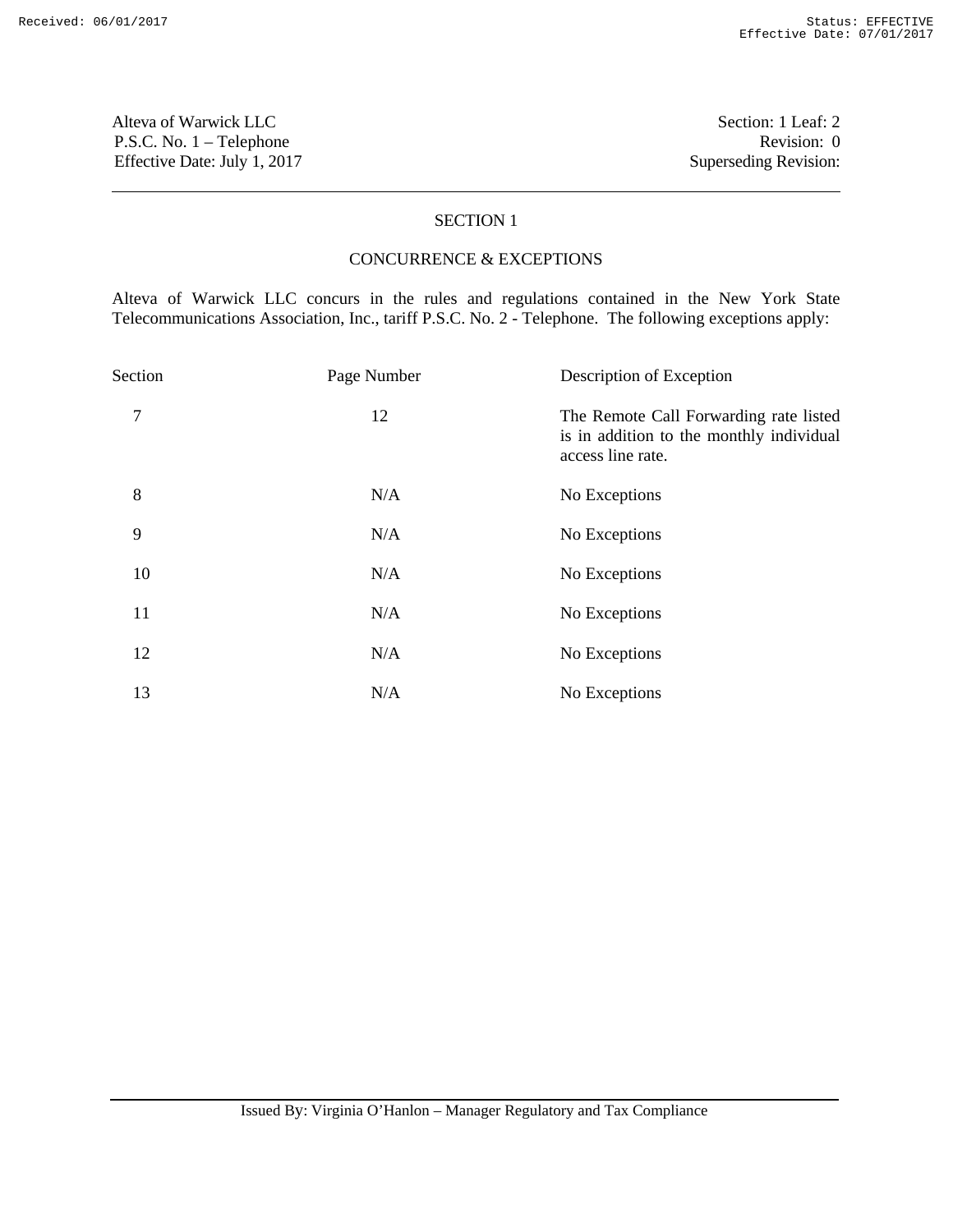Alteva of Warwick LLC
P.S.C. No. 1 – Telephone
Effective Date: July 1, 2017

Section: 1 Leaf: 2
Revision: 0
Superseding Revision:

## SECTION 1

## CONCURRENCE & EXCEPTIONS

Alteva of Warwick LLC concurs in the rules and regulations contained in the New York State Telecommunications Association, Inc., tariff P.S.C. No. 2 - Telephone. The following exceptions apply:

| Section | Page Number | Description of Exception |
|---|---|---|
| 7 | 12 | The Remote Call Forwarding rate listed is in addition to the monthly individual access line rate. |
| 8 | N/A | No Exceptions |
| 9 | N/A | No Exceptions |
| 10 | N/A | No Exceptions |
| 11 | N/A | No Exceptions |
| 12 | N/A | No Exceptions |
| 13 | N/A | No Exceptions |

Issued By: Virginia O'Hanlon – Manager Regulatory and Tax Compliance